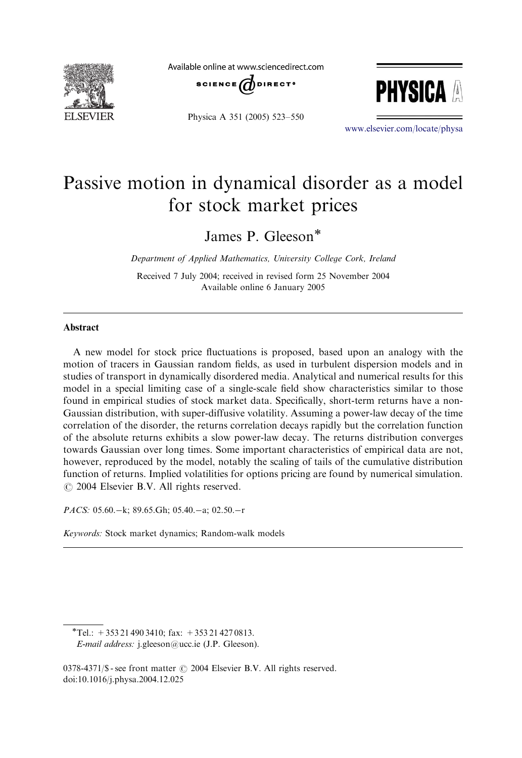# Passive motion in dynamical disorder as a model for stock market prices

James P. Gleeson*

*Department of Applied Mathematics, University College Cork, Ireland*

Received 7 July 2004; received in revised form 25 November 2004
Available online 6 January 2005

## Abstract

A new model for stock price fluctuations is proposed, based upon an analogy with the motion of tracers in Gaussian random fields, as used in turbulent dispersion models and in studies of transport in dynamically disordered media. Analytical and numerical results for this model in a special limiting case of a single-scale field show characteristics similar to those found in empirical studies of stock market data. Specifically, short-term returns have a non-Gaussian distribution, with super-diffusive volatility. Assuming a power-law decay of the time correlation of the disorder, the returns correlation decays rapidly but the correlation function of the absolute returns exhibits a slow power-law decay. The returns distribution converges towards Gaussian over long times. Some important characteristics of empirical data are not, however, reproduced by the model, notably the scaling of tails of the cumulative distribution function of returns. Implied volatilities for options pricing are found by numerical simulation.
© 2004 Elsevier B.V. All rights reserved.

*PACS:* 05.60.−k; 89.65.Gh; 05.40.−a; 02.50.−r

*Keywords:* Stock market dynamics; Random-walk models

---

*Tel.: +353 21 490 3410; fax: +353 21 427 0813.
*E-mail address:* j.gleeson@ucc.ie (J.P. Gleeson).

0378-4371/$ - see front matter © 2004 Elsevier B.V. All rights reserved.
doi:10.1016/j.physa.2004.12.025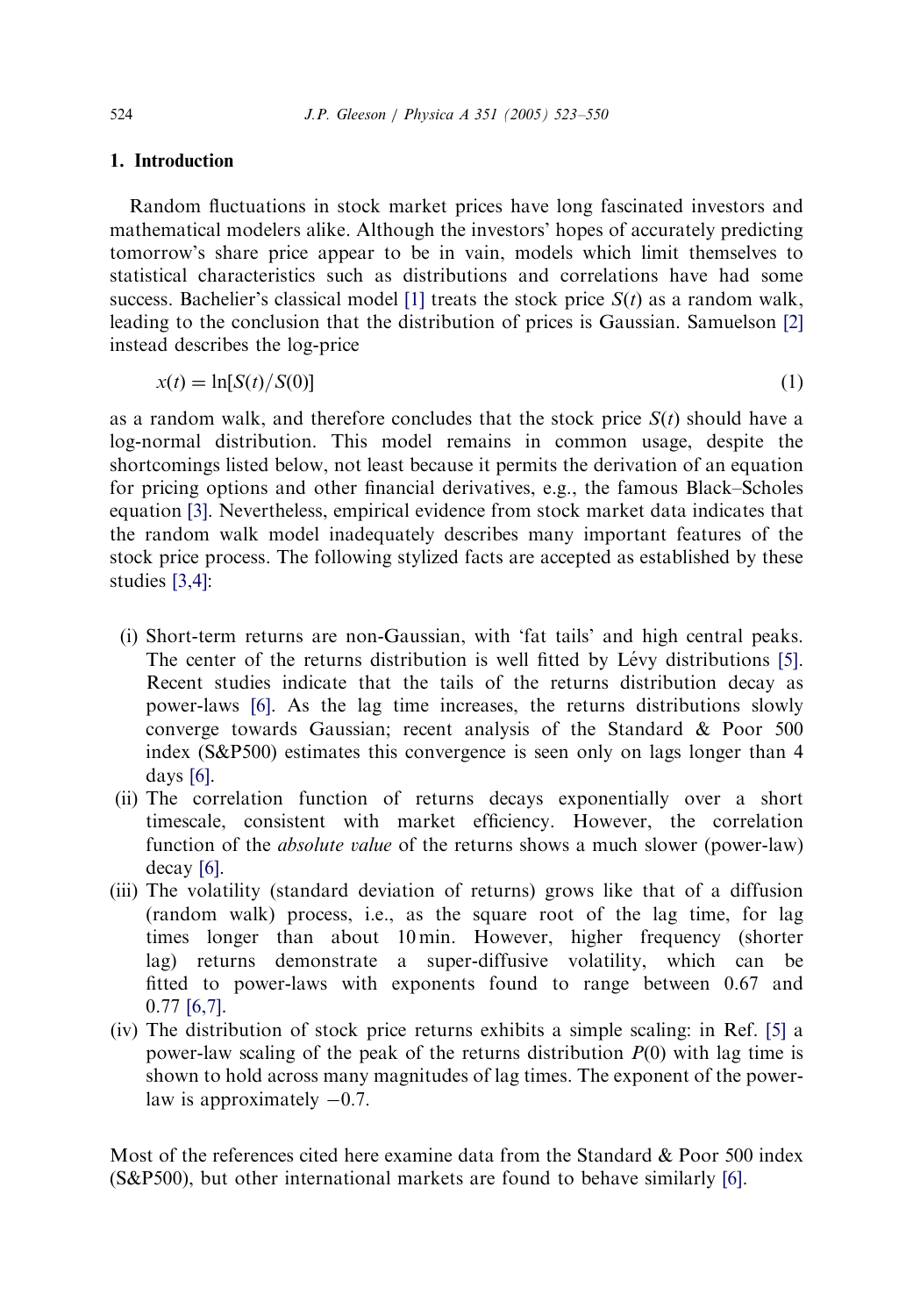## 1. Introduction

Random fluctuations in stock market prices have long fascinated investors and mathematical modelers alike. Although the investors' hopes of accurately predicting tomorrow's share price appear to be in vain, models which limit themselves to statistical characteristics such as distributions and correlations have had some success. Bachelier's classical model [1] treats the stock price $S(t)$ as a random walk, leading to the conclusion that the distribution of prices is Gaussian. Samuelson [2] instead describes the log-price

$$x(t) = \ln[S(t)/S(0)] \tag{1}$$

as a random walk, and therefore concludes that the stock price $S(t)$ should have a log-normal distribution. This model remains in common usage, despite the shortcomings listed below, not least because it permits the derivation of an equation for pricing options and other financial derivatives, e.g., the famous Black–Scholes equation [3]. Nevertheless, empirical evidence from stock market data indicates that the random walk model inadequately describes many important features of the stock price process. The following stylized facts are accepted as established by these studies [3,4]:

- (i) Short-term returns are non-Gaussian, with 'fat tails' and high central peaks. The center of the returns distribution is well fitted by Lévy distributions [5]. Recent studies indicate that the tails of the returns distribution decay as power-laws [6]. As the lag time increases, the returns distributions slowly converge towards Gaussian; recent analysis of the Standard & Poor 500 index (S&P500) estimates this convergence is seen only on lags longer than 4 days [6].
- (ii) The correlation function of returns decays exponentially over a short timescale, consistent with market efficiency. However, the correlation function of the *absolute value* of the returns shows a much slower (power-law) decay [6].
- (iii) The volatility (standard deviation of returns) grows like that of a diffusion (random walk) process, i.e., as the square root of the lag time, for lag times longer than about 10 min. However, higher frequency (shorter lag) returns demonstrate a super-diffusive volatility, which can be fitted to power-laws with exponents found to range between 0.67 and 0.77 [6,7].
- (iv) The distribution of stock price returns exhibits a simple scaling: in Ref. [5] a power-law scaling of the peak of the returns distribution $P(0)$ with lag time is shown to hold across many magnitudes of lag times. The exponent of the power-law is approximately $-0.7$.

Most of the references cited here examine data from the Standard & Poor 500 index (S&P500), but other international markets are found to behave similarly [6].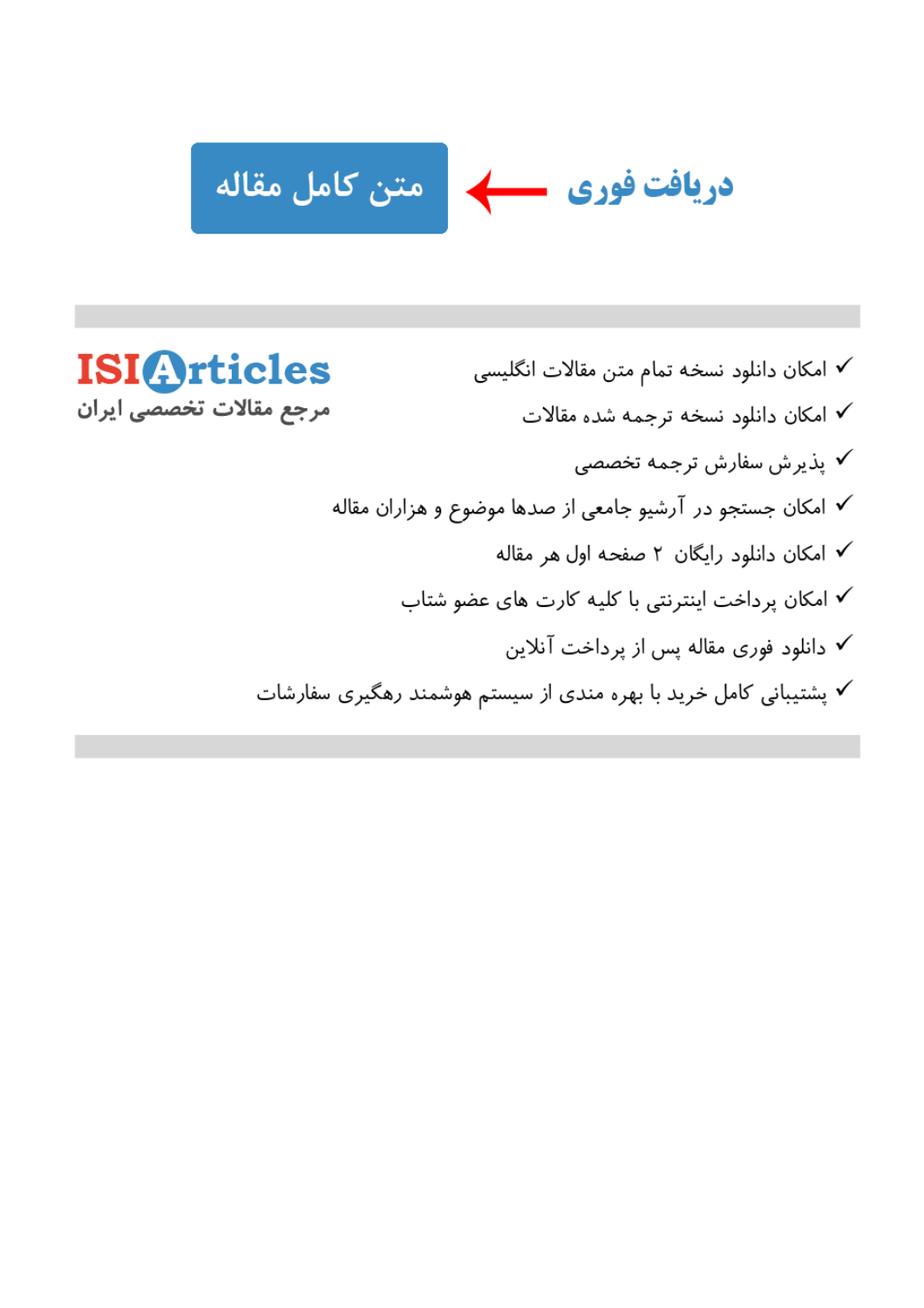دریافت فوری ← **متن کامل مقاله**

**ISIArticles**
مرجع مقالات تخصصی ایران

- ✓ امکان دانلود نسخه تمام متن مقالات انگلیسی
- ✓ امکان دانلود نسخه ترجمه شده مقالات
- ✓ پذیرش سفارش ترجمه تخصصی
- ✓ امکان جستجو در آرشیو جامعی از صدها موضوع و هزاران مقاله
- ✓ امکان دانلود رایگان ۲ صفحه اول هر مقاله
- ✓ امکان پرداخت اینترنتی با کلیه کارت های عضو شتاب
- ✓ دانلود فوری مقاله پس از پرداخت آنلاین
- ✓ پشتیبانی کامل خرید با بهره مندی از سیستم هوشمند رهگیری سفارشات